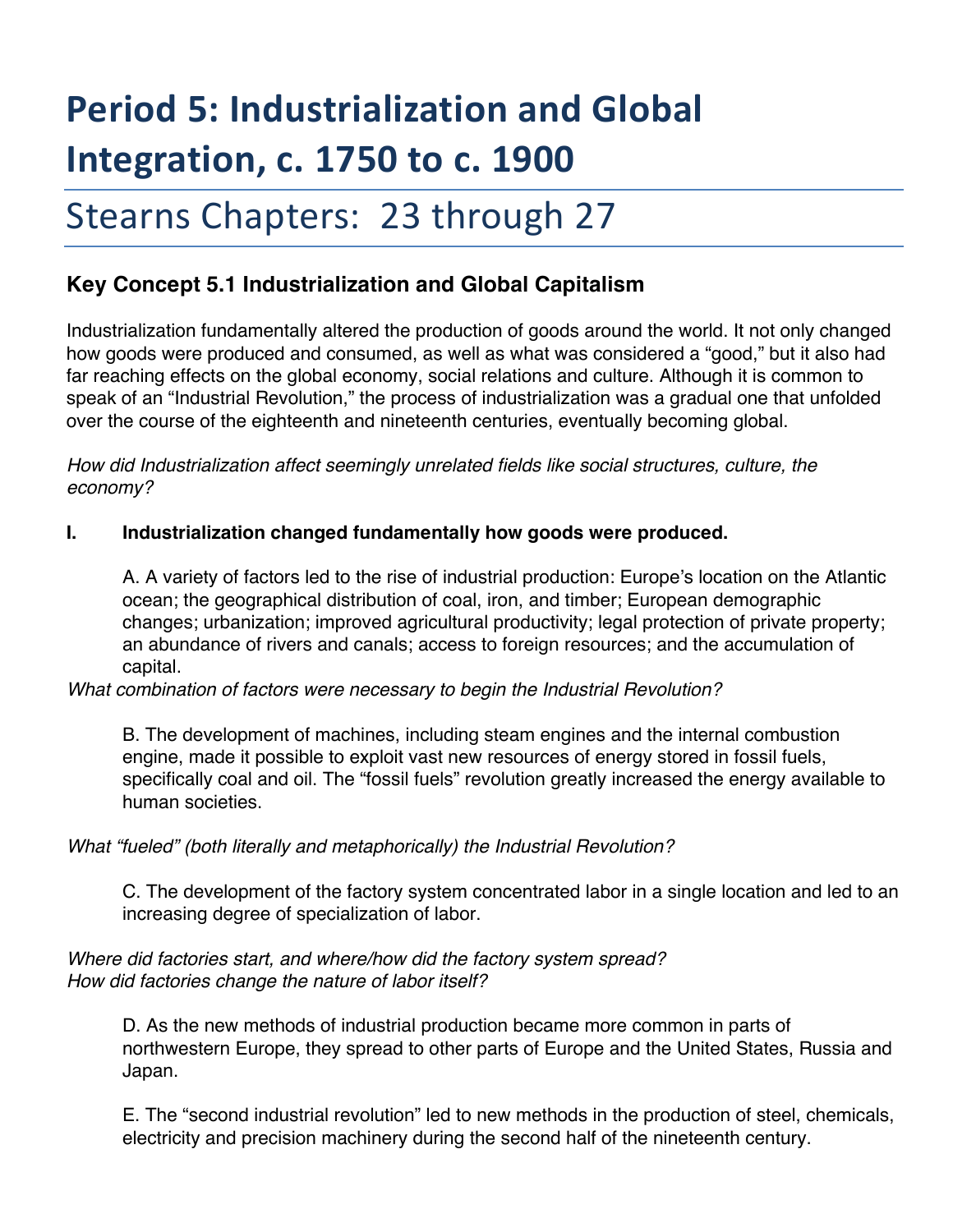# Period 5: Industrialization and Global Integration, c. 1750 to c. 1900

## Stearns Chapters: 23 through 27

### Key Concept 5.1 Industrialization and Global Capitalism

Industrialization fundamentally altered the production of goods around the world. It not only changed how goods were produced and consumed, as well as what was considered a "good," but it also had far reaching effects on the global economy, social relations and culture. Although it is common to speak of an "Industrial Revolution," the process of industrialization was a gradual one that unfolded over the course of the eighteenth and nineteenth centuries, eventually becoming global.

*How did Industrialization affect seemingly unrelated fields like social structures, culture, the economy?*

**I. Industrialization changed fundamentally how goods were produced.**

A. A variety of factors led to the rise of industrial production: Europe's location on the Atlantic ocean; the geographical distribution of coal, iron, and timber; European demographic changes; urbanization; improved agricultural productivity; legal protection of private property; an abundance of rivers and canals; access to foreign resources; and the accumulation of capital.

*What combination of factors were necessary to begin the Industrial Revolution?*

B. The development of machines, including steam engines and the internal combustion engine, made it possible to exploit vast new resources of energy stored in fossil fuels, specifically coal and oil. The "fossil fuels" revolution greatly increased the energy available to human societies.

*What "fueled" (both literally and metaphorically) the Industrial Revolution?*

C. The development of the factory system concentrated labor in a single location and led to an increasing degree of specialization of labor.

*Where did factories start, and where/how did the factory system spread?*
*How did factories change the nature of labor itself?*

D. As the new methods of industrial production became more common in parts of northwestern Europe, they spread to other parts of Europe and the United States, Russia and Japan.

E. The "second industrial revolution" led to new methods in the production of steel, chemicals, electricity and precision machinery during the second half of the nineteenth century.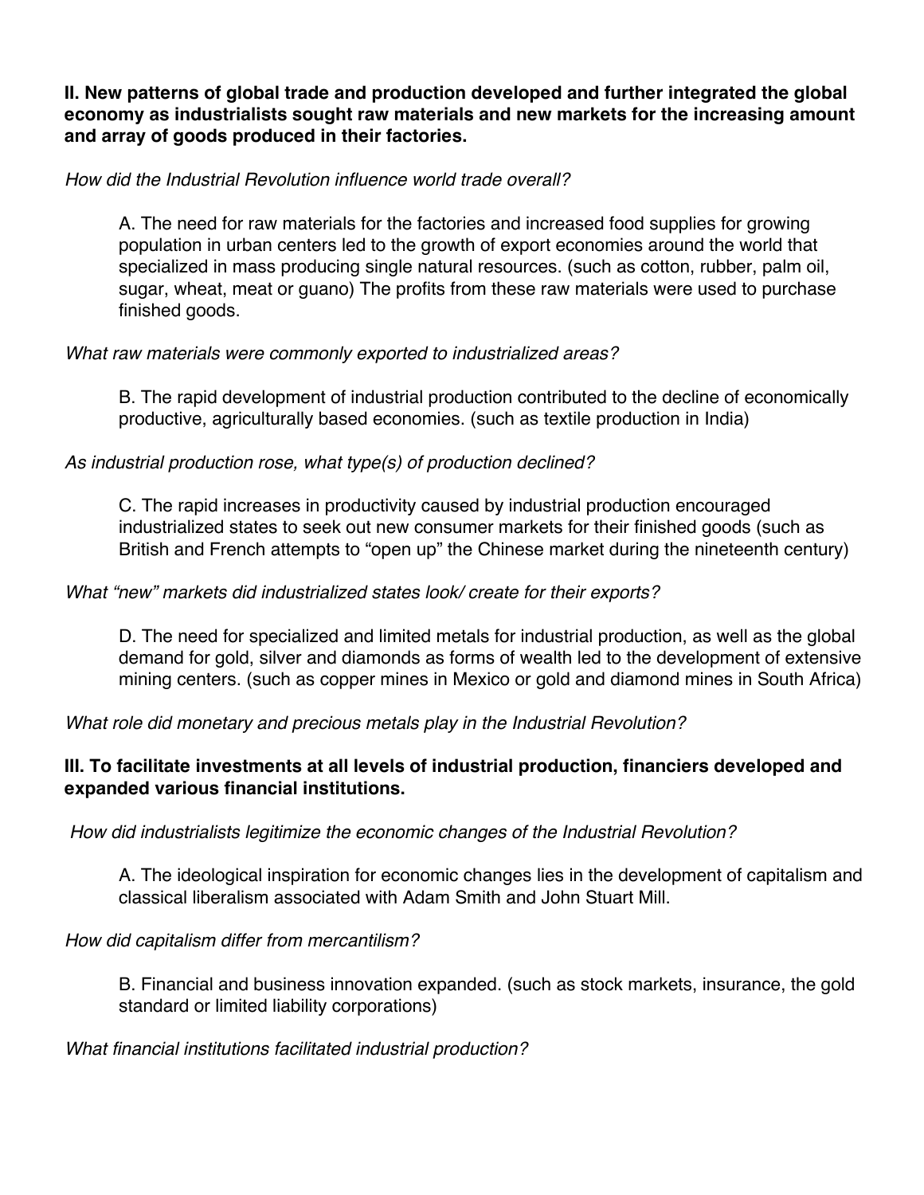**II. New patterns of global trade and production developed and further integrated the global economy as industrialists sought raw materials and new markets for the increasing amount and array of goods produced in their factories.**

*How did the Industrial Revolution influence world trade overall?*

> A. The need for raw materials for the factories and increased food supplies for growing population in urban centers led to the growth of export economies around the world that specialized in mass producing single natural resources. (such as cotton, rubber, palm oil, sugar, wheat, meat or guano) The profits from these raw materials were used to purchase finished goods.

*What raw materials were commonly exported to industrialized areas?*

> B. The rapid development of industrial production contributed to the decline of economically productive, agriculturally based economies. (such as textile production in India)

*As industrial production rose, what type(s) of production declined?*

> C. The rapid increases in productivity caused by industrial production encouraged industrialized states to seek out new consumer markets for their finished goods (such as British and French attempts to "open up" the Chinese market during the nineteenth century)

*What "new" markets did industrialized states look/ create for their exports?*

> D. The need for specialized and limited metals for industrial production, as well as the global demand for gold, silver and diamonds as forms of wealth led to the development of extensive mining centers. (such as copper mines in Mexico or gold and diamond mines in South Africa)

*What role did monetary and precious metals play in the Industrial Revolution?*

**III. To facilitate investments at all levels of industrial production, financiers developed and expanded various financial institutions.**

*How did industrialists legitimize the economic changes of the Industrial Revolution?*

> A. The ideological inspiration for economic changes lies in the development of capitalism and classical liberalism associated with Adam Smith and John Stuart Mill.

*How did capitalism differ from mercantilism?*

> B. Financial and business innovation expanded. (such as stock markets, insurance, the gold standard or limited liability corporations)

*What financial institutions facilitated industrial production?*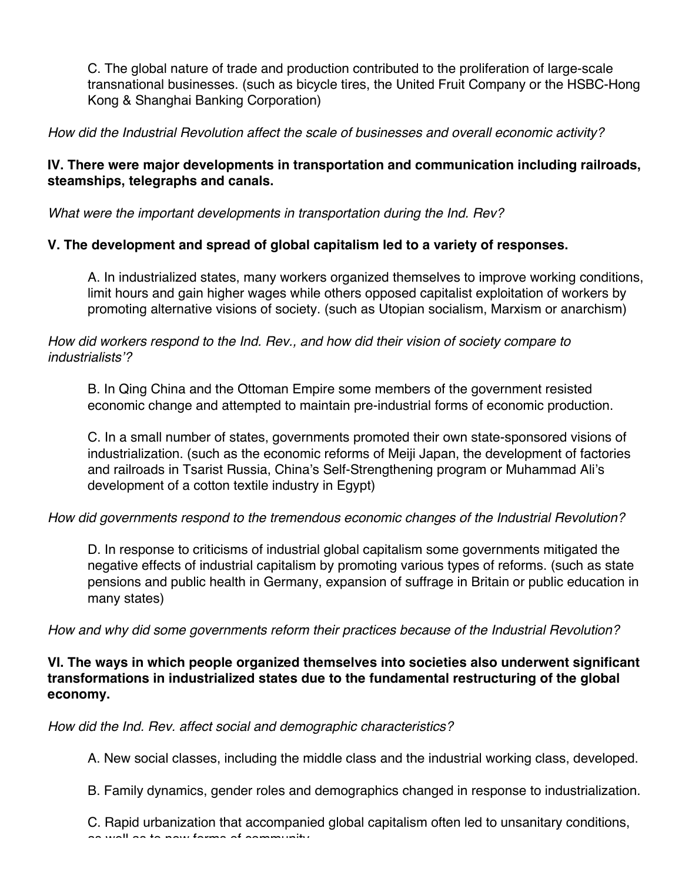C. The global nature of trade and production contributed to the proliferation of large-scale transnational businesses. (such as bicycle tires, the United Fruit Company or the HSBC-Hong Kong & Shanghai Banking Corporation)

*How did the Industrial Revolution affect the scale of businesses and overall economic activity?*

**IV. There were major developments in transportation and communication including railroads, steamships, telegraphs and canals.**

*What were the important developments in transportation during the Ind. Rev?*

**V. The development and spread of global capitalism led to a variety of responses.**

A. In industrialized states, many workers organized themselves to improve working conditions, limit hours and gain higher wages while others opposed capitalist exploitation of workers by promoting alternative visions of society. (such as Utopian socialism, Marxism or anarchism)

*How did workers respond to the Ind. Rev., and how did their vision of society compare to industrialists'?*

B. In Qing China and the Ottoman Empire some members of the government resisted economic change and attempted to maintain pre-industrial forms of economic production.

C. In a small number of states, governments promoted their own state-sponsored visions of industrialization. (such as the economic reforms of Meiji Japan, the development of factories and railroads in Tsarist Russia, China's Self-Strengthening program or Muhammad Ali's development of a cotton textile industry in Egypt)

*How did governments respond to the tremendous economic changes of the Industrial Revolution?*

D. In response to criticisms of industrial global capitalism some governments mitigated the negative effects of industrial capitalism by promoting various types of reforms. (such as state pensions and public health in Germany, expansion of suffrage in Britain or public education in many states)

*How and why did some governments reform their practices because of the Industrial Revolution?*

**VI. The ways in which people organized themselves into societies also underwent significant transformations in industrialized states due to the fundamental restructuring of the global economy.**

*How did the Ind. Rev. affect social and demographic characteristics?*

A. New social classes, including the middle class and the industrial working class, developed.

B. Family dynamics, gender roles and demographics changed in response to industrialization.

C. Rapid urbanization that accompanied global capitalism often led to unsanitary conditions, as well as to new forms of community.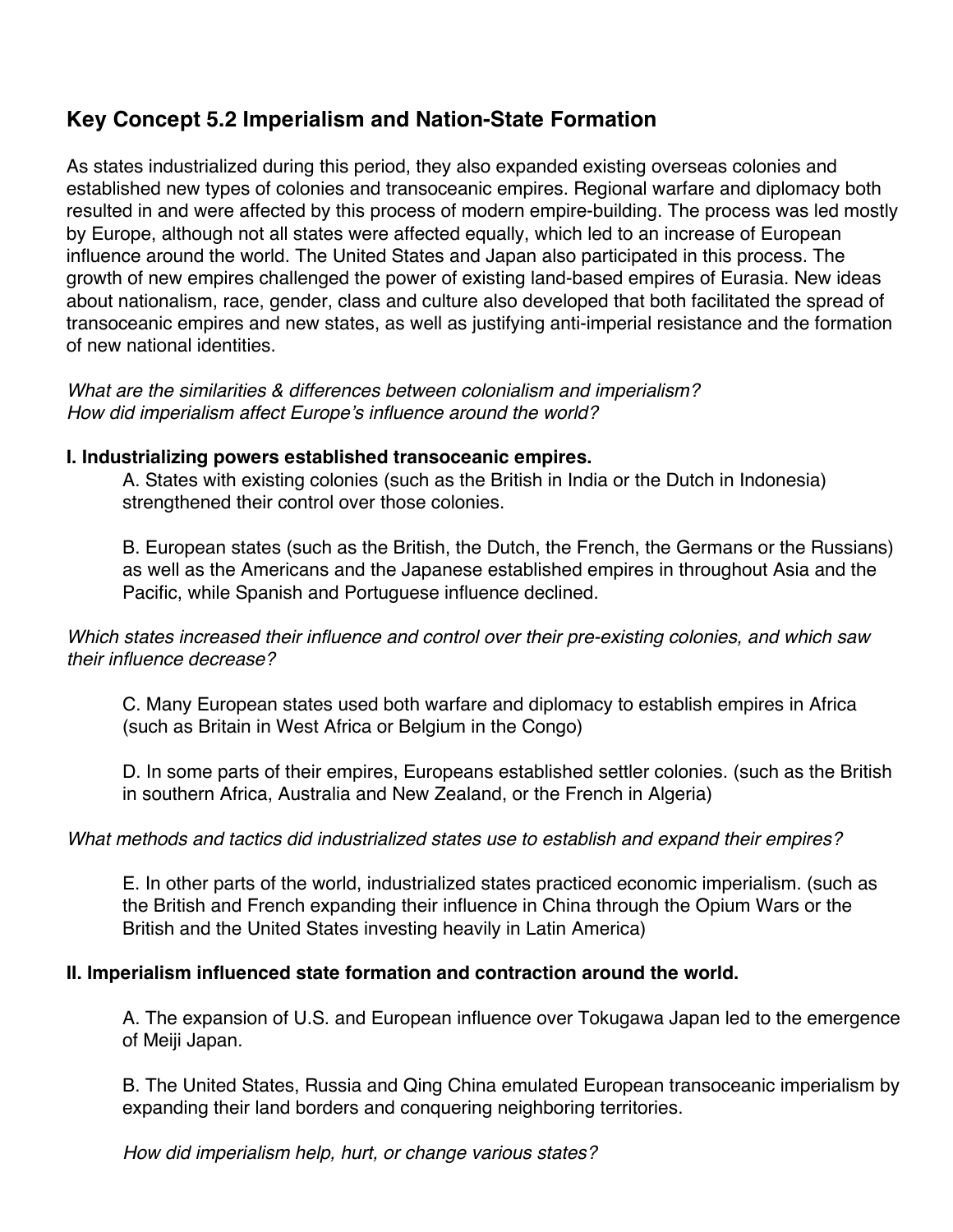## Key Concept 5.2 Imperialism and Nation-State Formation

As states industrialized during this period, they also expanded existing overseas colonies and established new types of colonies and transoceanic empires. Regional warfare and diplomacy both resulted in and were affected by this process of modern empire-building. The process was led mostly by Europe, although not all states were affected equally, which led to an increase of European influence around the world. The United States and Japan also participated in this process. The growth of new empires challenged the power of existing land-based empires of Eurasia. New ideas about nationalism, race, gender, class and culture also developed that both facilitated the spread of transoceanic empires and new states, as well as justifying anti-imperial resistance and the formation of new national identities.

*What are the similarities & differences between colonialism and imperialism?*
*How did imperialism affect Europe's influence around the world?*

**I. Industrializing powers established transoceanic empires.**

A. States with existing colonies (such as the British in India or the Dutch in Indonesia) strengthened their control over those colonies.

B. European states (such as the British, the Dutch, the French, the Germans or the Russians) as well as the Americans and the Japanese established empires in throughout Asia and the Pacific, while Spanish and Portuguese influence declined.

*Which states increased their influence and control over their pre-existing colonies, and which saw their influence decrease?*

C. Many European states used both warfare and diplomacy to establish empires in Africa (such as Britain in West Africa or Belgium in the Congo)

D. In some parts of their empires, Europeans established settler colonies. (such as the British in southern Africa, Australia and New Zealand, or the French in Algeria)

*What methods and tactics did industrialized states use to establish and expand their empires?*

E. In other parts of the world, industrialized states practiced economic imperialism. (such as the British and French expanding their influence in China through the Opium Wars or the British and the United States investing heavily in Latin America)

**II. Imperialism influenced state formation and contraction around the world.**

A. The expansion of U.S. and European influence over Tokugawa Japan led to the emergence of Meiji Japan.

B. The United States, Russia and Qing China emulated European transoceanic imperialism by expanding their land borders and conquering neighboring territories.

*How did imperialism help, hurt, or change various states?*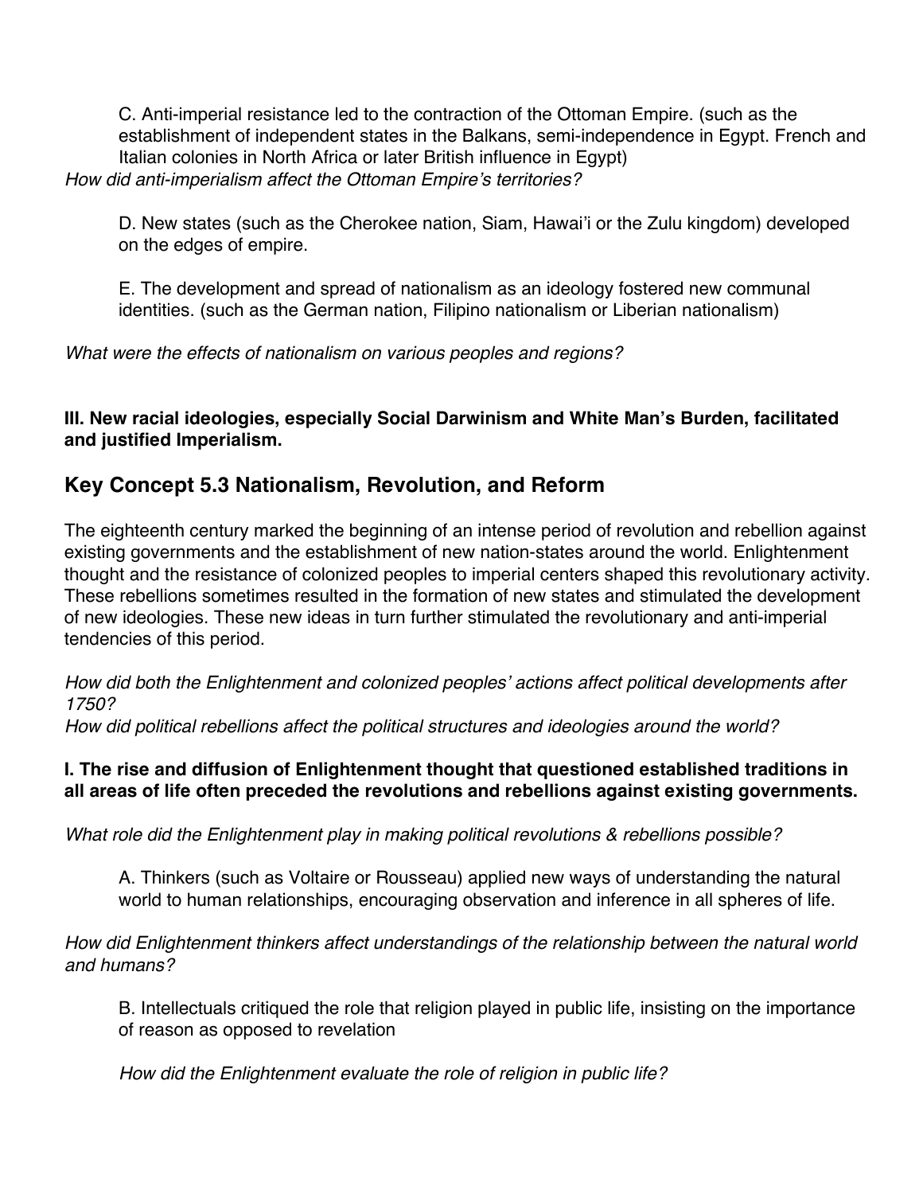C. Anti-imperial resistance led to the contraction of the Ottoman Empire. (such as the establishment of independent states in the Balkans, semi-independence in Egypt. French and Italian colonies in North Africa or later British influence in Egypt)

*How did anti-imperialism affect the Ottoman Empire's territories?*

D. New states (such as the Cherokee nation, Siam, Hawai'i or the Zulu kingdom) developed on the edges of empire.

E. The development and spread of nationalism as an ideology fostered new communal identities. (such as the German nation, Filipino nationalism or Liberian nationalism)

*What were the effects of nationalism on various peoples and regions?*

**III. New racial ideologies, especially Social Darwinism and White Man's Burden, facilitated and justified Imperialism.**

## Key Concept 5.3 Nationalism, Revolution, and Reform

The eighteenth century marked the beginning of an intense period of revolution and rebellion against existing governments and the establishment of new nation-states around the world. Enlightenment thought and the resistance of colonized peoples to imperial centers shaped this revolutionary activity. These rebellions sometimes resulted in the formation of new states and stimulated the development of new ideologies. These new ideas in turn further stimulated the revolutionary and anti-imperial tendencies of this period.

*How did both the Enlightenment and colonized peoples' actions affect political developments after 1750?*
*How did political rebellions affect the political structures and ideologies around the world?*

**I. The rise and diffusion of Enlightenment thought that questioned established traditions in all areas of life often preceded the revolutions and rebellions against existing governments.**

*What role did the Enlightenment play in making political revolutions & rebellions possible?*

A. Thinkers (such as Voltaire or Rousseau) applied new ways of understanding the natural world to human relationships, encouraging observation and inference in all spheres of life.

*How did Enlightenment thinkers affect understandings of the relationship between the natural world and humans?*

B. Intellectuals critiqued the role that religion played in public life, insisting on the importance of reason as opposed to revelation

*How did the Enlightenment evaluate the role of religion in public life?*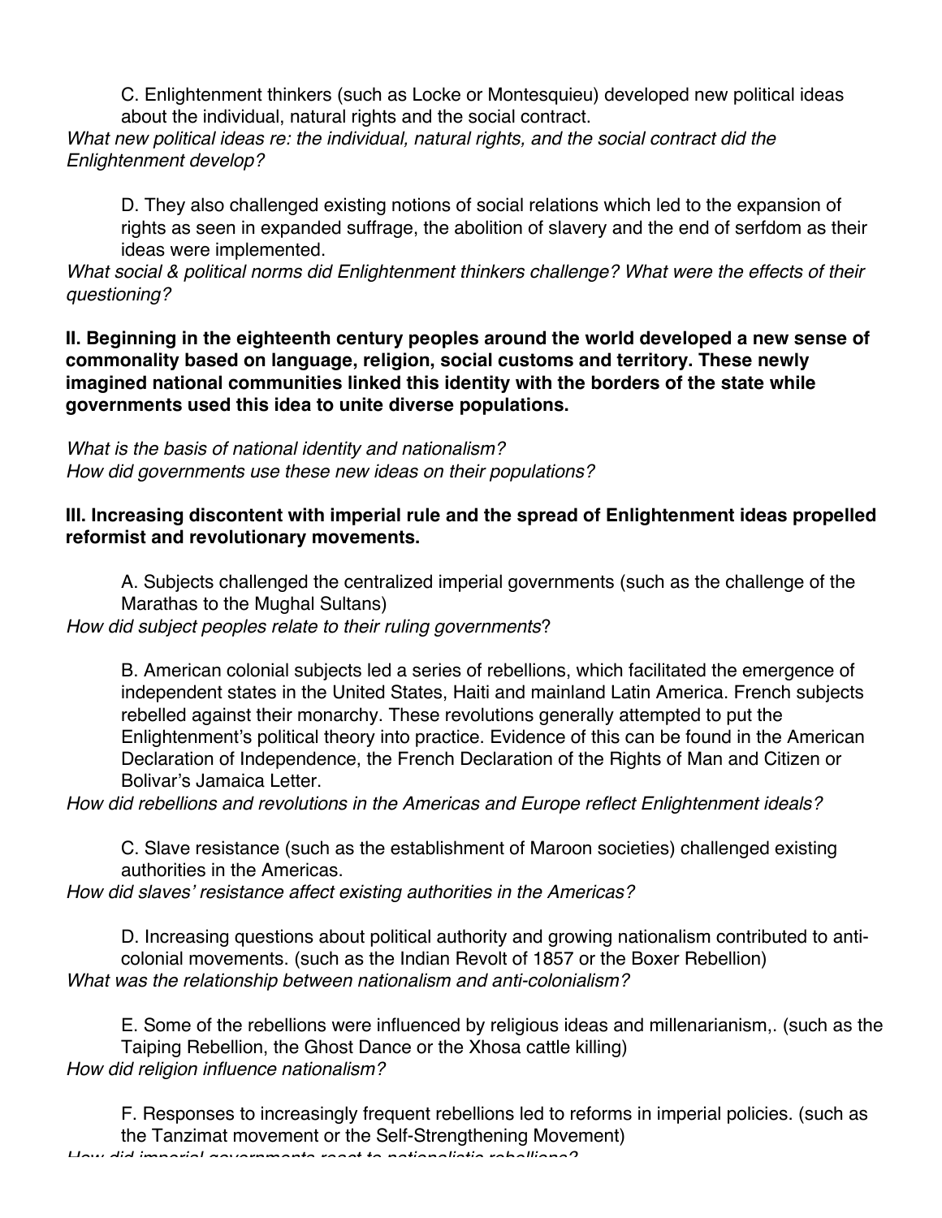C. Enlightenment thinkers (such as Locke or Montesquieu) developed new political ideas about the individual, natural rights and the social contract.

*What new political ideas re: the individual, natural rights, and the social contract did the Enlightenment develop?*

D. They also challenged existing notions of social relations which led to the expansion of rights as seen in expanded suffrage, the abolition of slavery and the end of serfdom as their ideas were implemented.

*What social & political norms did Enlightenment thinkers challenge? What were the effects of their questioning?*

**II. Beginning in the eighteenth century peoples around the world developed a new sense of commonality based on language, religion, social customs and territory. These newly imagined national communities linked this identity with the borders of the state while governments used this idea to unite diverse populations.**

*What is the basis of national identity and nationalism?*
*How did governments use these new ideas on their populations?*

**III. Increasing discontent with imperial rule and the spread of Enlightenment ideas propelled reformist and revolutionary movements.**

A. Subjects challenged the centralized imperial governments (such as the challenge of the Marathas to the Mughal Sultans)

*How did subject peoples relate to their ruling governments*?

B. American colonial subjects led a series of rebellions, which facilitated the emergence of independent states in the United States, Haiti and mainland Latin America. French subjects rebelled against their monarchy. These revolutions generally attempted to put the Enlightenment's political theory into practice. Evidence of this can be found in the American Declaration of Independence, the French Declaration of the Rights of Man and Citizen or Bolivar's Jamaica Letter.

*How did rebellions and revolutions in the Americas and Europe reflect Enlightenment ideals?*

C. Slave resistance (such as the establishment of Maroon societies) challenged existing authorities in the Americas.

*How did slaves' resistance affect existing authorities in the Americas?*

D. Increasing questions about political authority and growing nationalism contributed to anti-colonial movements. (such as the Indian Revolt of 1857 or the Boxer Rebellion)

*What was the relationship between nationalism and anti-colonialism?*

E. Some of the rebellions were influenced by religious ideas and millenarianism,. (such as the Taiping Rebellion, the Ghost Dance or the Xhosa cattle killing)

*How did religion influence nationalism?*

F. Responses to increasingly frequent rebellions led to reforms in imperial policies. (such as the Tanzimat movement or the Self-Strengthening Movement)

*How did imperial governments react to nationalistic rebellions?*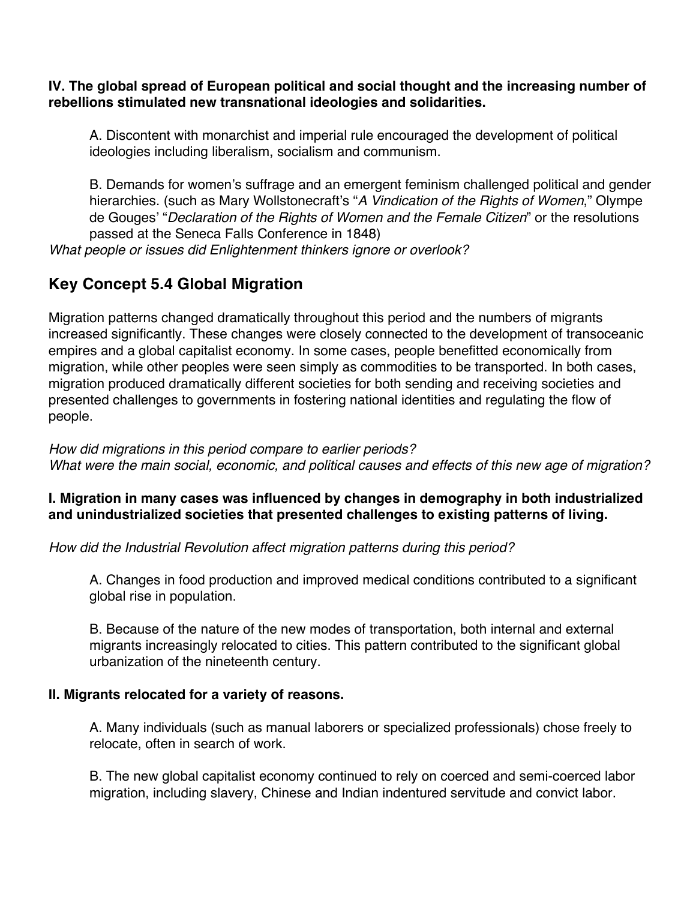**IV. The global spread of European political and social thought and the increasing number of rebellions stimulated new transnational ideologies and solidarities.**

A. Discontent with monarchist and imperial rule encouraged the development of political ideologies including liberalism, socialism and communism.

B. Demands for women's suffrage and an emergent feminism challenged political and gender hierarchies. (such as Mary Wollstonecraft's "*A Vindication of the Rights of Women*," Olympe de Gouges' "*Declaration of the Rights of Women and the Female Citizen*" or the resolutions passed at the Seneca Falls Conference in 1848)

*What people or issues did Enlightenment thinkers ignore or overlook?*

## Key Concept 5.4 Global Migration

Migration patterns changed dramatically throughout this period and the numbers of migrants increased significantly. These changes were closely connected to the development of transoceanic empires and a global capitalist economy. In some cases, people benefitted economically from migration, while other peoples were seen simply as commodities to be transported. In both cases, migration produced dramatically different societies for both sending and receiving societies and presented challenges to governments in fostering national identities and regulating the flow of people.

*How did migrations in this period compare to earlier periods?*
*What were the main social, economic, and political causes and effects of this new age of migration?*

**I. Migration in many cases was influenced by changes in demography in both industrialized and unindustrialized societies that presented challenges to existing patterns of living.**

*How did the Industrial Revolution affect migration patterns during this period?*

A. Changes in food production and improved medical conditions contributed to a significant global rise in population.

B. Because of the nature of the new modes of transportation, both internal and external migrants increasingly relocated to cities. This pattern contributed to the significant global urbanization of the nineteenth century.

**II. Migrants relocated for a variety of reasons.**

A. Many individuals (such as manual laborers or specialized professionals) chose freely to relocate, often in search of work.

B. The new global capitalist economy continued to rely on coerced and semi-coerced labor migration, including slavery, Chinese and Indian indentured servitude and convict labor.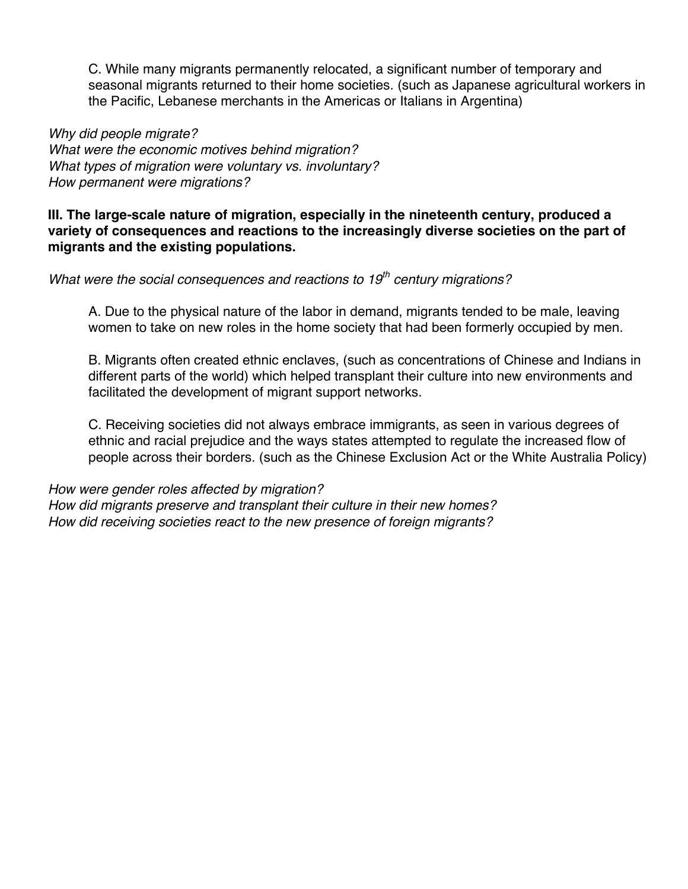C. While many migrants permanently relocated, a significant number of temporary and seasonal migrants returned to their home societies. (such as Japanese agricultural workers in the Pacific, Lebanese merchants in the Americas or Italians in Argentina)

*Why did people migrate?*
*What were the economic motives behind migration?*
*What types of migration were voluntary vs. involuntary?*
*How permanent were migrations?*

**III. The large-scale nature of migration, especially in the nineteenth century, produced a variety of consequences and reactions to the increasingly diverse societies on the part of migrants and the existing populations.**

*What were the social consequences and reactions to 19th century migrations?*

A. Due to the physical nature of the labor in demand, migrants tended to be male, leaving women to take on new roles in the home society that had been formerly occupied by men.

B. Migrants often created ethnic enclaves, (such as concentrations of Chinese and Indians in different parts of the world) which helped transplant their culture into new environments and facilitated the development of migrant support networks.

C. Receiving societies did not always embrace immigrants, as seen in various degrees of ethnic and racial prejudice and the ways states attempted to regulate the increased flow of people across their borders. (such as the Chinese Exclusion Act or the White Australia Policy)

*How were gender roles affected by migration?*
*How did migrants preserve and transplant their culture in their new homes?*
*How did receiving societies react to the new presence of foreign migrants?*